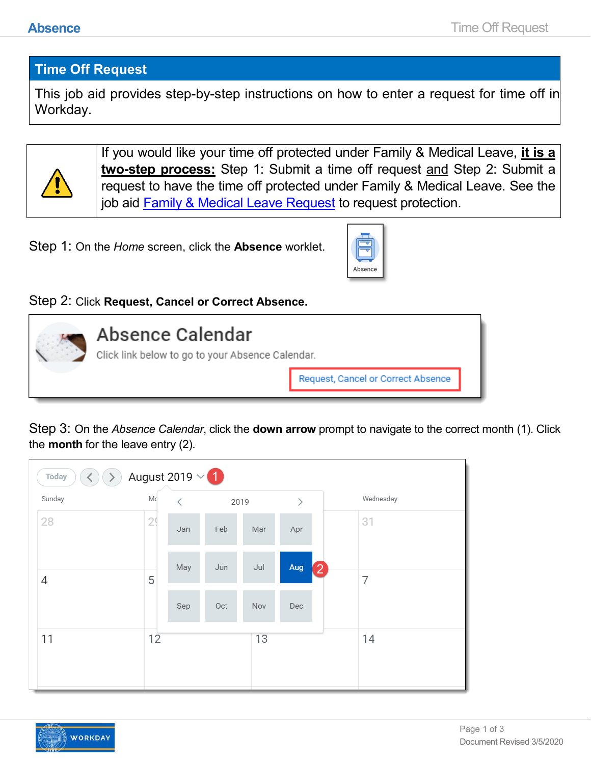## Time Off Request

This job aid provides step-by-step instructions on how to enter a request for time off in Workday.

| | |
|---|---|
| ⚠ | If you would like your time off protected under Family & Medical Leave, **it is a two-step process:** Step 1: Submit a time off request and Step 2: Submit a request to have the time off protected under Family & Medical Leave. See the job aid Family & Medical Leave Request to request protection. |

Step 1: On the *Home* screen, click the **Absence** worklet.

Step 2: Click **Request, Cancel or Correct Absence.**

Step 3: On the *Absence Calendar*, click the **down arrow** prompt to navigate to the correct month (1). Click the **month** for the leave entry (2).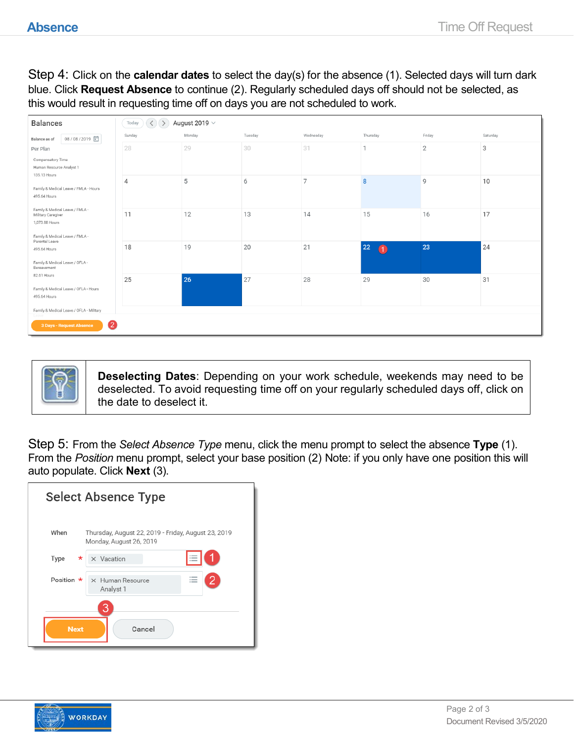Step 4: Click on the **calendar dates** to select the day(s) for the absence (1). Selected days will turn dark blue. Click **Request Absence** to continue (2). Regularly scheduled days off should not be selected, as this would result in requesting time off on days you are not scheduled to work.

**Deselecting Dates**: Depending on your work schedule, weekends may need to be deselected. To avoid requesting time off on your regularly scheduled days off, click on the date to deselect it.

Step 5: From the *Select Absence Type* menu, click the menu prompt to select the absence **Type** (1). From the *Position* menu prompt, select your base position (2) Note: if you only have one position this will auto populate. Click **Next** (3).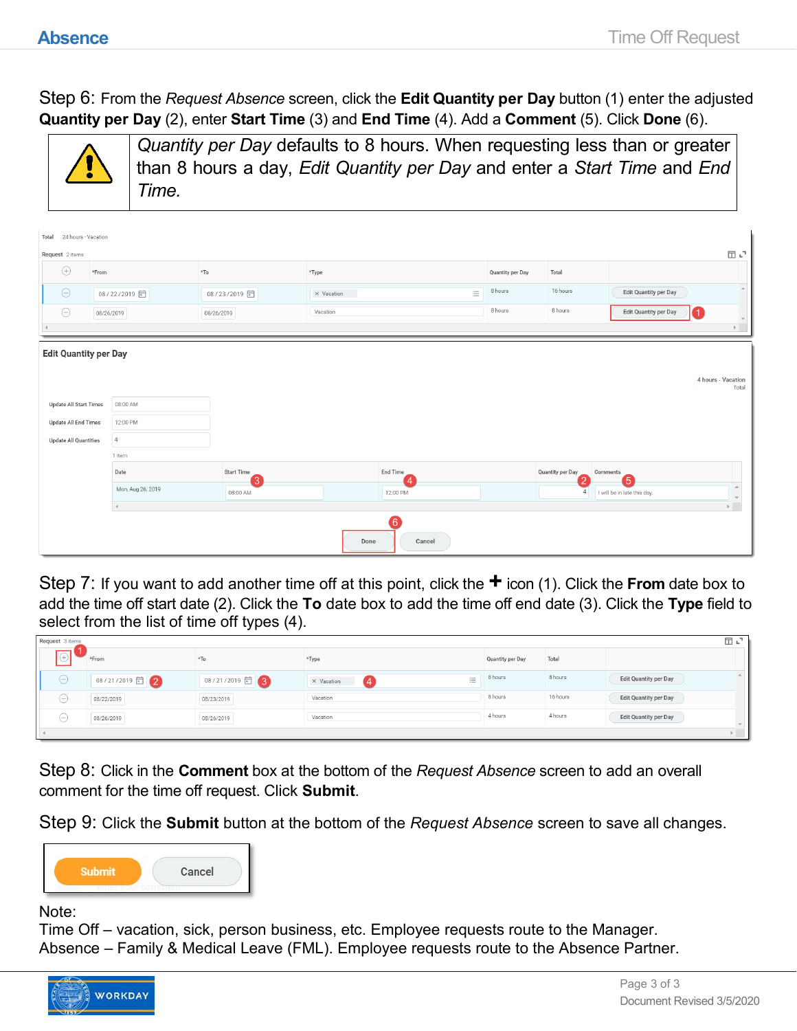**Step 6:** From the *Request Absence* screen, click the **Edit Quantity per Day** button (1) enter the adjusted **Quantity per Day** (2), enter **Start Time** (3) and **End Time** (4). Add a **Comment** (5). Click **Done** (6).

| | |
|---|---|
| ⚠ | *Quantity per Day* defaults to 8 hours. When requesting less than or greater than 8 hours a day, *Edit Quantity per Day* and enter a *Start Time* and *End Time.* |

**Step 7:** If you want to add another time off at this point, click the **+** icon (1). Click the **From** date box to add the time off start date (2). Click the **To** date box to add the time off end date (3). Click the **Type** field to select from the list of time off types (4).

**Step 8:** Click in the **Comment** box at the bottom of the *Request Absence* screen to add an overall comment for the time off request. Click **Submit**.

**Step 9:** Click the **Submit** button at the bottom of the *Request Absence* screen to save all changes.

Note:
Time Off – vacation, sick, person business, etc. Employee requests route to the Manager.
Absence – Family & Medical Leave (FML). Employee requests route to the Absence Partner.